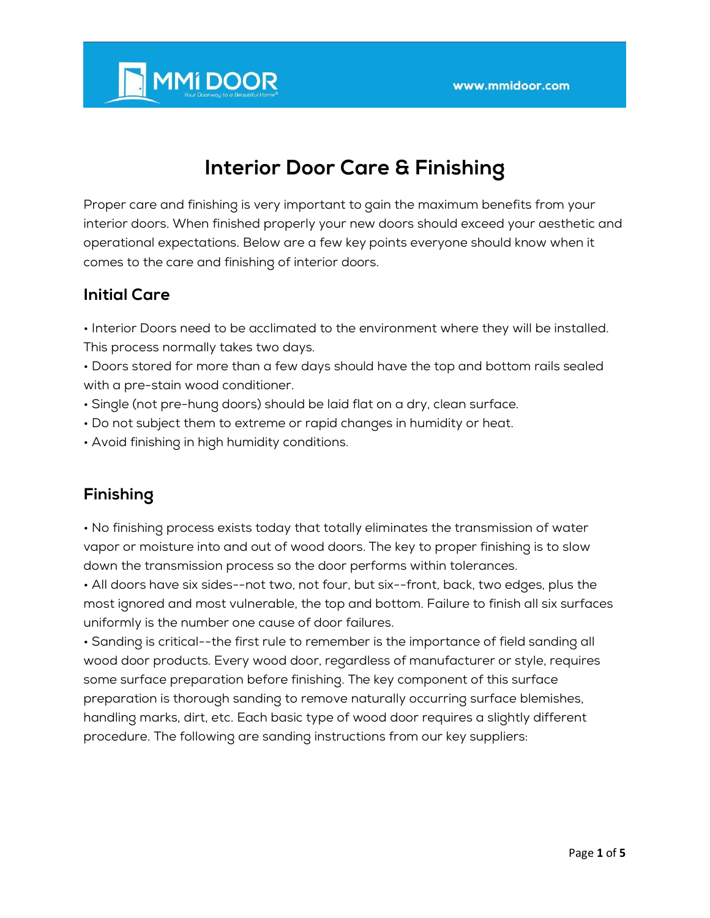# Interior Door Care & Finishing

Proper care and finishing is very important to gain the maximum benefits from your interior doors. When finished properly your new doors should exceed your aesthetic and operational expectations. Below are a few key points everyone should know when it comes to the care and finishing of interior doors.

## Initial Care

- Interior Doors need to be acclimated to the environment where they will be installed. This process normally takes two days.
- Doors stored for more than a few days should have the top and bottom rails sealed with a pre-stain wood conditioner.
- Single (not pre-hung doors) should be laid flat on a dry, clean surface.
- Do not subject them to extreme or rapid changes in humidity or heat.
- Avoid finishing in high humidity conditions.

## Finishing

- No finishing process exists today that totally eliminates the transmission of water vapor or moisture into and out of wood doors. The key to proper finishing is to slow down the transmission process so the door performs within tolerances.
- All doors have six sides--not two, not four, but six--front, back, two edges, plus the most ignored and most vulnerable, the top and bottom. Failure to finish all six surfaces uniformly is the number one cause of door failures.
- Sanding is critical--the first rule to remember is the importance of field sanding all wood door products. Every wood door, regardless of manufacturer or style, requires some surface preparation before finishing. The key component of this surface preparation is thorough sanding to remove naturally occurring surface blemishes, handling marks, dirt, etc. Each basic type of wood door requires a slightly different procedure. The following are sanding instructions from our key suppliers: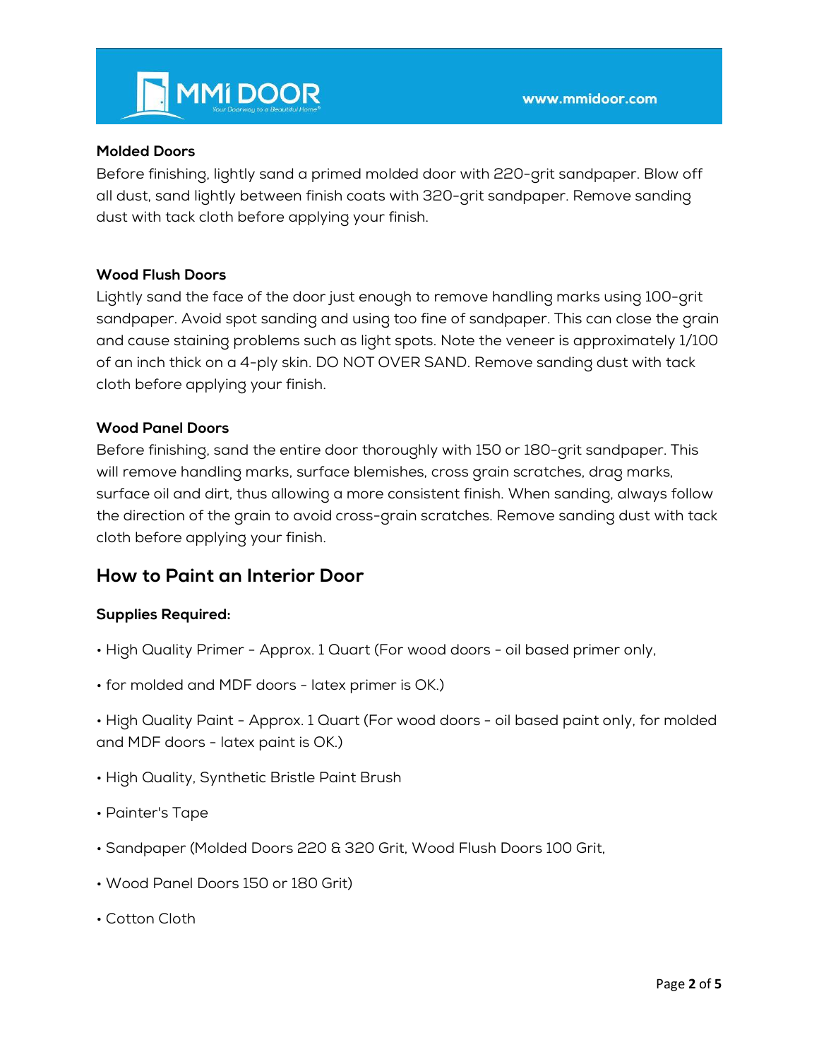**Molded Doors**

Before finishing, lightly sand a primed molded door with 220-grit sandpaper. Blow off all dust, sand lightly between finish coats with 320-grit sandpaper. Remove sanding dust with tack cloth before applying your finish.

**Wood Flush Doors**

Lightly sand the face of the door just enough to remove handling marks using 100-grit sandpaper. Avoid spot sanding and using too fine of sandpaper. This can close the grain and cause staining problems such as light spots. Note the veneer is approximately 1/100 of an inch thick on a 4-ply skin. DO NOT OVER SAND. Remove sanding dust with tack cloth before applying your finish.

**Wood Panel Doors**

Before finishing, sand the entire door thoroughly with 150 or 180-grit sandpaper. This will remove handling marks, surface blemishes, cross grain scratches, drag marks, surface oil and dirt, thus allowing a more consistent finish. When sanding, always follow the direction of the grain to avoid cross-grain scratches. Remove sanding dust with tack cloth before applying your finish.

## How to Paint an Interior Door

**Supplies Required:**

- High Quality Primer - Approx. 1 Quart (For wood doors - oil based primer only,
- for molded and MDF doors - latex primer is OK.)
- High Quality Paint - Approx. 1 Quart (For wood doors - oil based paint only, for molded and MDF doors - latex paint is OK.)
- High Quality, Synthetic Bristle Paint Brush
- Painter's Tape
- Sandpaper (Molded Doors 220 & 320 Grit, Wood Flush Doors 100 Grit,
- Wood Panel Doors 150 or 180 Grit)
- Cotton Cloth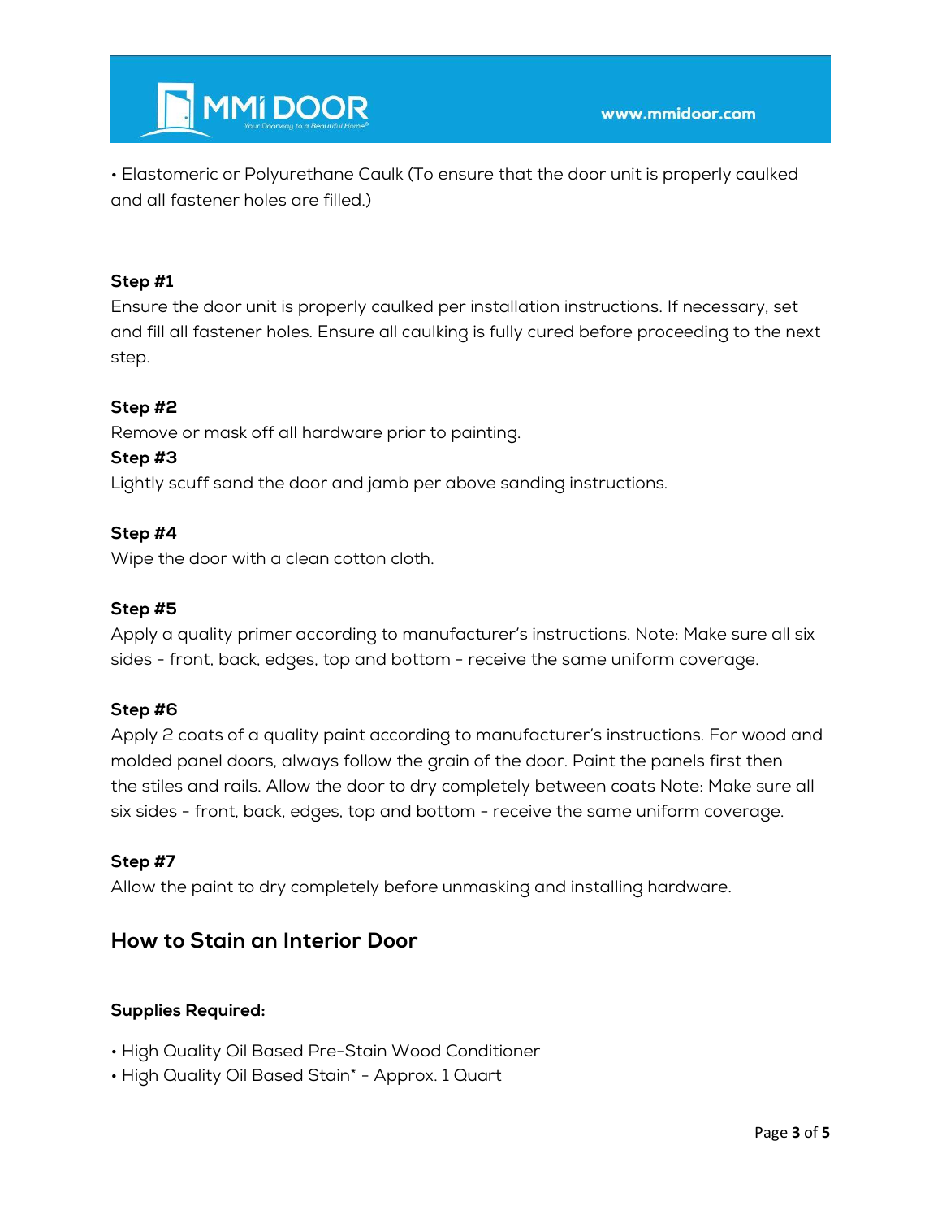• Elastomeric or Polyurethane Caulk (To ensure that the door unit is properly caulked and all fastener holes are filled.)

**Step #1**
Ensure the door unit is properly caulked per installation instructions. If necessary, set and fill all fastener holes. Ensure all caulking is fully cured before proceeding to the next step.

**Step #2**
Remove or mask off all hardware prior to painting.

**Step #3**
Lightly scuff sand the door and jamb per above sanding instructions.

**Step #4**
Wipe the door with a clean cotton cloth.

**Step #5**
Apply a quality primer according to manufacturer's instructions. Note: Make sure all six sides - front, back, edges, top and bottom - receive the same uniform coverage.

**Step #6**
Apply 2 coats of a quality paint according to manufacturer's instructions. For wood and molded panel doors, always follow the grain of the door. Paint the panels first then the stiles and rails. Allow the door to dry completely between coats Note: Make sure all six sides - front, back, edges, top and bottom - receive the same uniform coverage.

**Step #7**
Allow the paint to dry completely before unmasking and installing hardware.

## How to Stain an Interior Door

**Supplies Required:**

• High Quality Oil Based Pre-Stain Wood Conditioner
• High Quality Oil Based Stain* - Approx. 1 Quart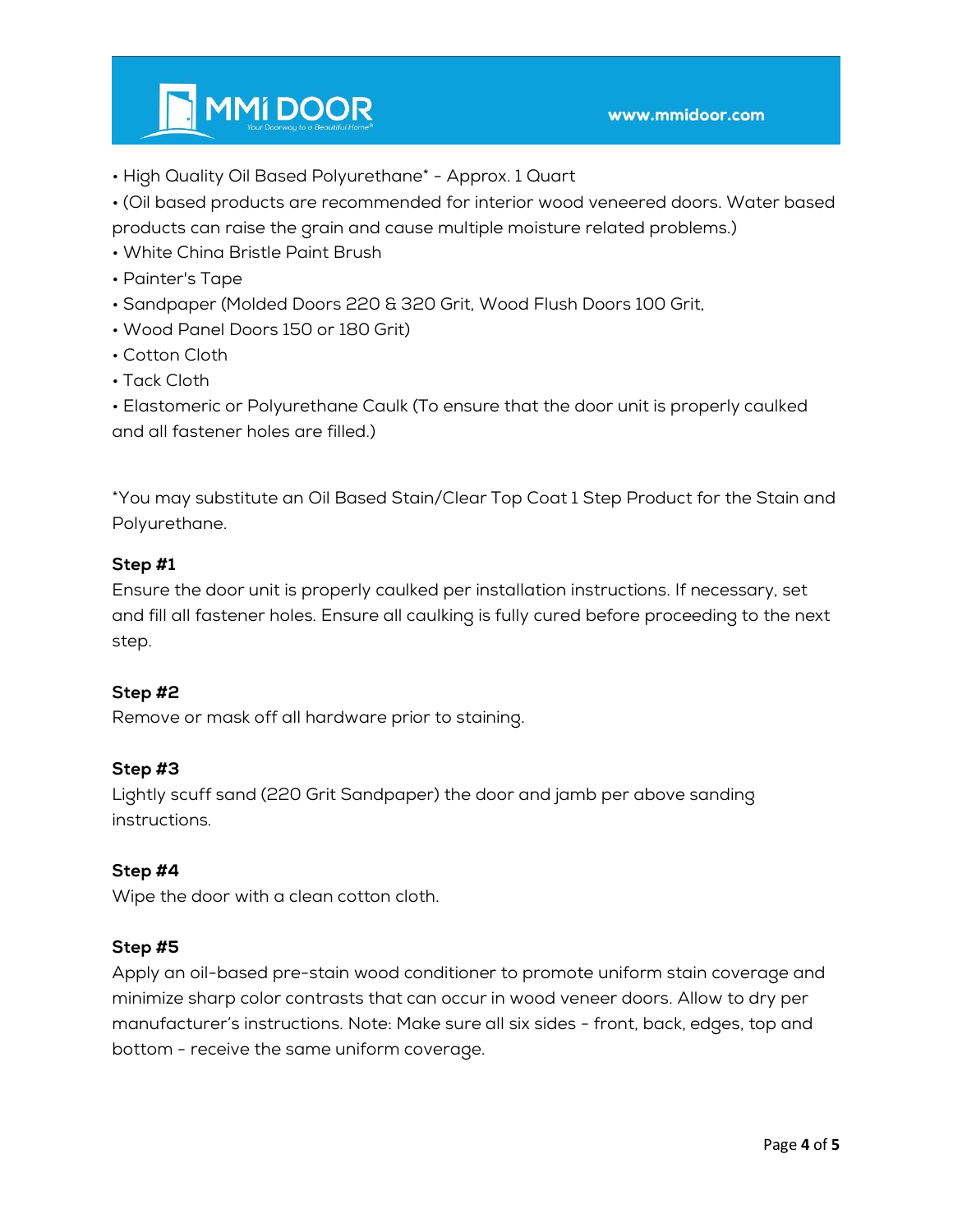- High Quality Oil Based Polyurethane* - Approx. 1 Quart
- (Oil based products are recommended for interior wood veneered doors. Water based products can raise the grain and cause multiple moisture related problems.)
- White China Bristle Paint Brush
- Painter's Tape
- Sandpaper (Molded Doors 220 & 320 Grit, Wood Flush Doors 100 Grit,
- Wood Panel Doors 150 or 180 Grit)
- Cotton Cloth
- Tack Cloth
- Elastomeric or Polyurethane Caulk (To ensure that the door unit is properly caulked and all fastener holes are filled.)

*You may substitute an Oil Based Stain/Clear Top Coat 1 Step Product for the Stain and Polyurethane.

**Step #1**

Ensure the door unit is properly caulked per installation instructions. If necessary, set and fill all fastener holes. Ensure all caulking is fully cured before proceeding to the next step.

**Step #2**

Remove or mask off all hardware prior to staining.

**Step #3**

Lightly scuff sand (220 Grit Sandpaper) the door and jamb per above sanding instructions.

**Step #4**

Wipe the door with a clean cotton cloth.

**Step #5**

Apply an oil-based pre-stain wood conditioner to promote uniform stain coverage and minimize sharp color contrasts that can occur in wood veneer doors. Allow to dry per manufacturer's instructions. Note: Make sure all six sides - front, back, edges, top and bottom - receive the same uniform coverage.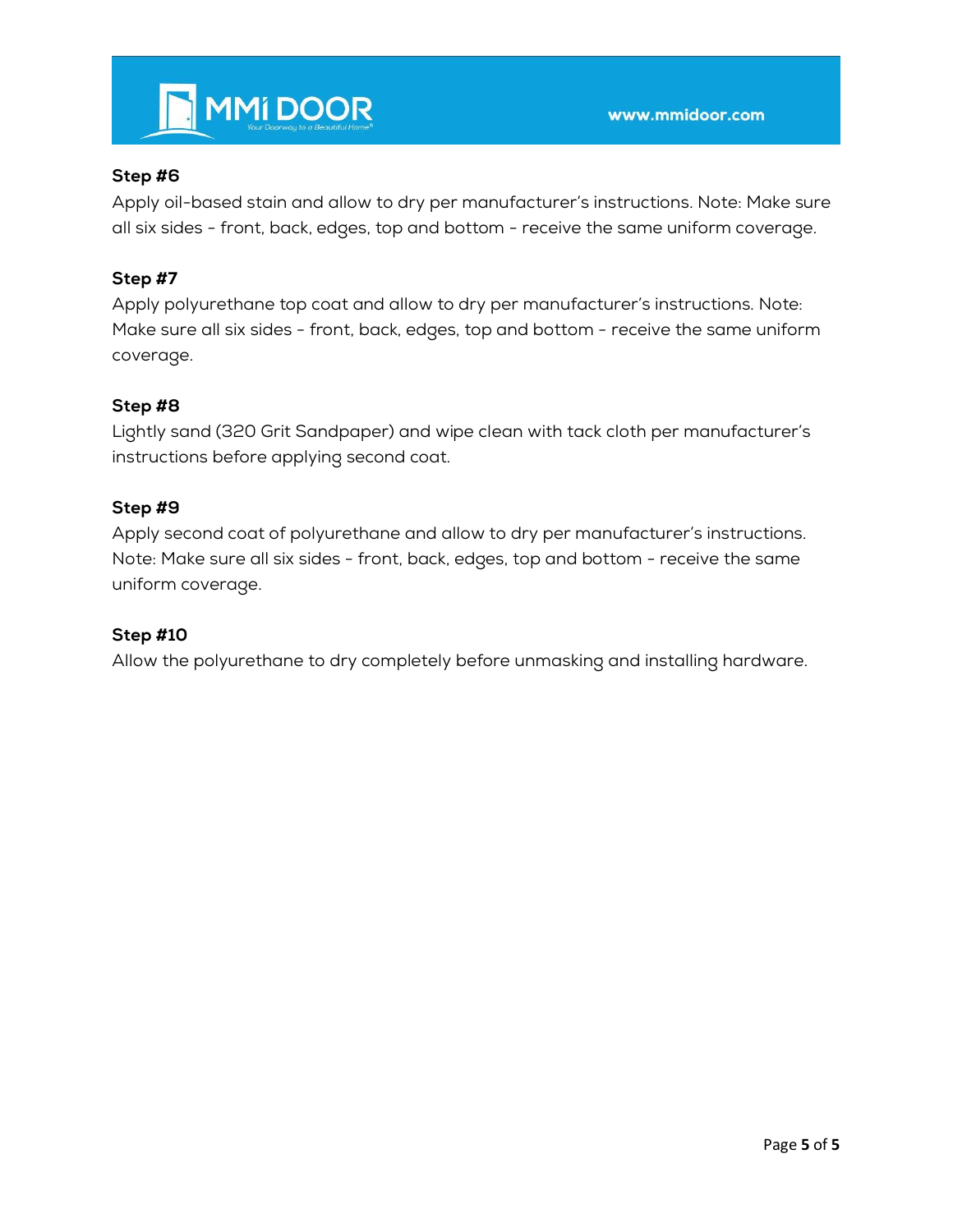**Step #6**

Apply oil-based stain and allow to dry per manufacturer's instructions. Note: Make sure all six sides - front, back, edges, top and bottom - receive the same uniform coverage.

**Step #7**

Apply polyurethane top coat and allow to dry per manufacturer's instructions. Note: Make sure all six sides - front, back, edges, top and bottom - receive the same uniform coverage.

**Step #8**

Lightly sand (320 Grit Sandpaper) and wipe clean with tack cloth per manufacturer's instructions before applying second coat.

**Step #9**

Apply second coat of polyurethane and allow to dry per manufacturer's instructions. Note: Make sure all six sides - front, back, edges, top and bottom - receive the same uniform coverage.

**Step #10**

Allow the polyurethane to dry completely before unmasking and installing hardware.